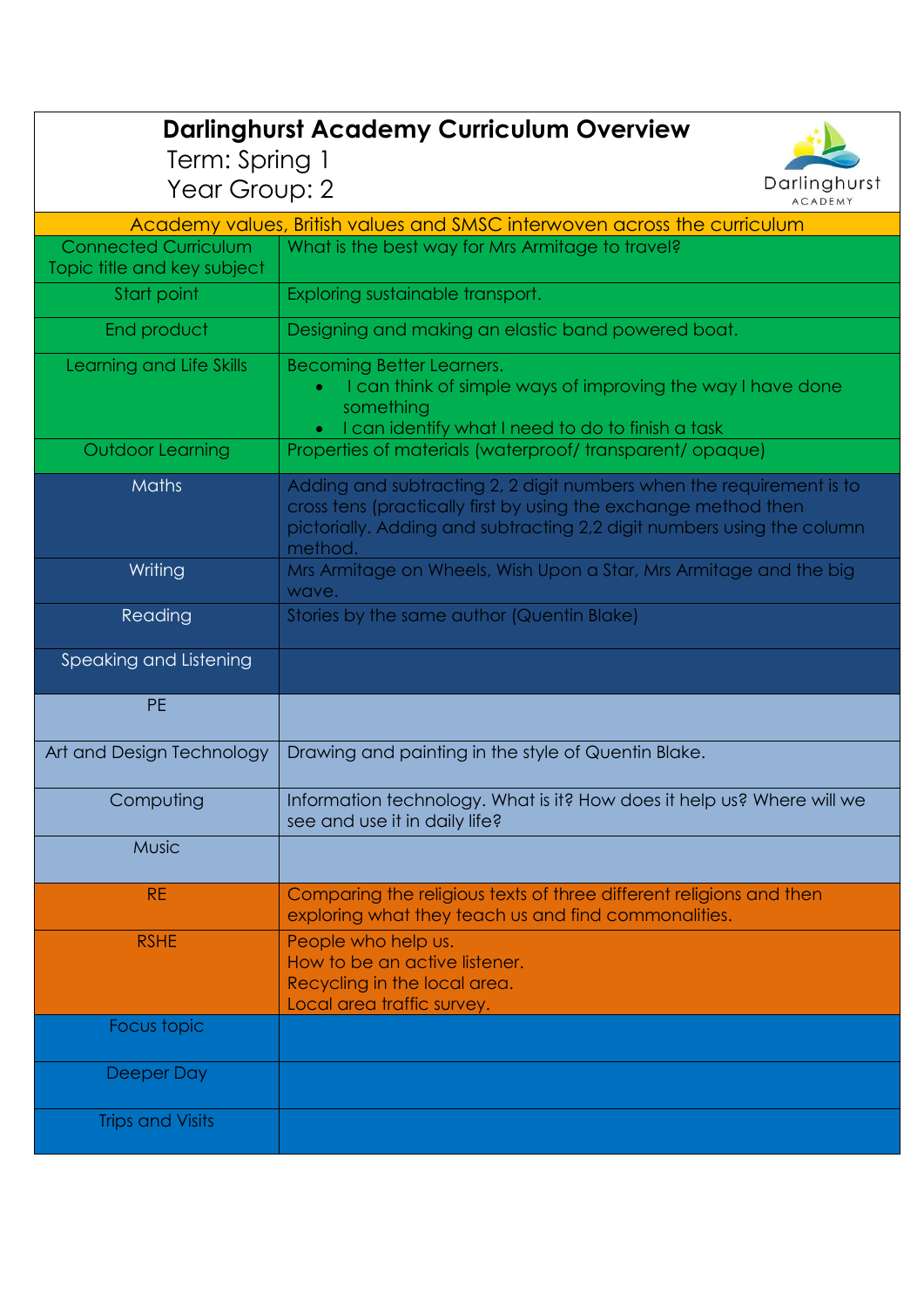# Darlinghurst Academy Curriculum Overview

Term: Spring 1

Year Group: 2

| Academy values, British values and SMSC interwoven across the curriculum | |
|---|---|
| Connected Curriculum Topic title and key subject | What is the best way for Mrs Armitage to travel? |
| Start point | Exploring sustainable transport. |
| End product | Designing and making an elastic band powered boat. |
| Learning and Life Skills | Becoming Better Learners.<br>• I can think of simple ways of improving the way I have done something<br>• I can identify what I need to do to finish a task |
| Outdoor Learning | Properties of materials (waterproof/ transparent/ opaque) |
| Maths | Adding and subtracting 2, 2 digit numbers when the requirement is to cross tens (practically first by using the exchange method then pictorially. Adding and subtracting 2,2 digit numbers using the column method. |
| Writing | Mrs Armitage on Wheels, Wish Upon a Star, Mrs Armitage and the big wave. |
| Reading | Stories by the same author (Quentin Blake) |
| Speaking and Listening | |
| PE | |
| Art and Design Technology | Drawing and painting in the style of Quentin Blake. |
| Computing | Information technology. What is it? How does it help us? Where will we see and use it in daily life? |
| Music | |
| RE | Comparing the religious texts of three different religions and then exploring what they teach us and find commonalities. |
| RSHE | People who help us.<br>How to be an active listener.<br>Recycling in the local area.<br>Local area traffic survey. |
| Focus topic | |
| Deeper Day | |
| Trips and Visits | |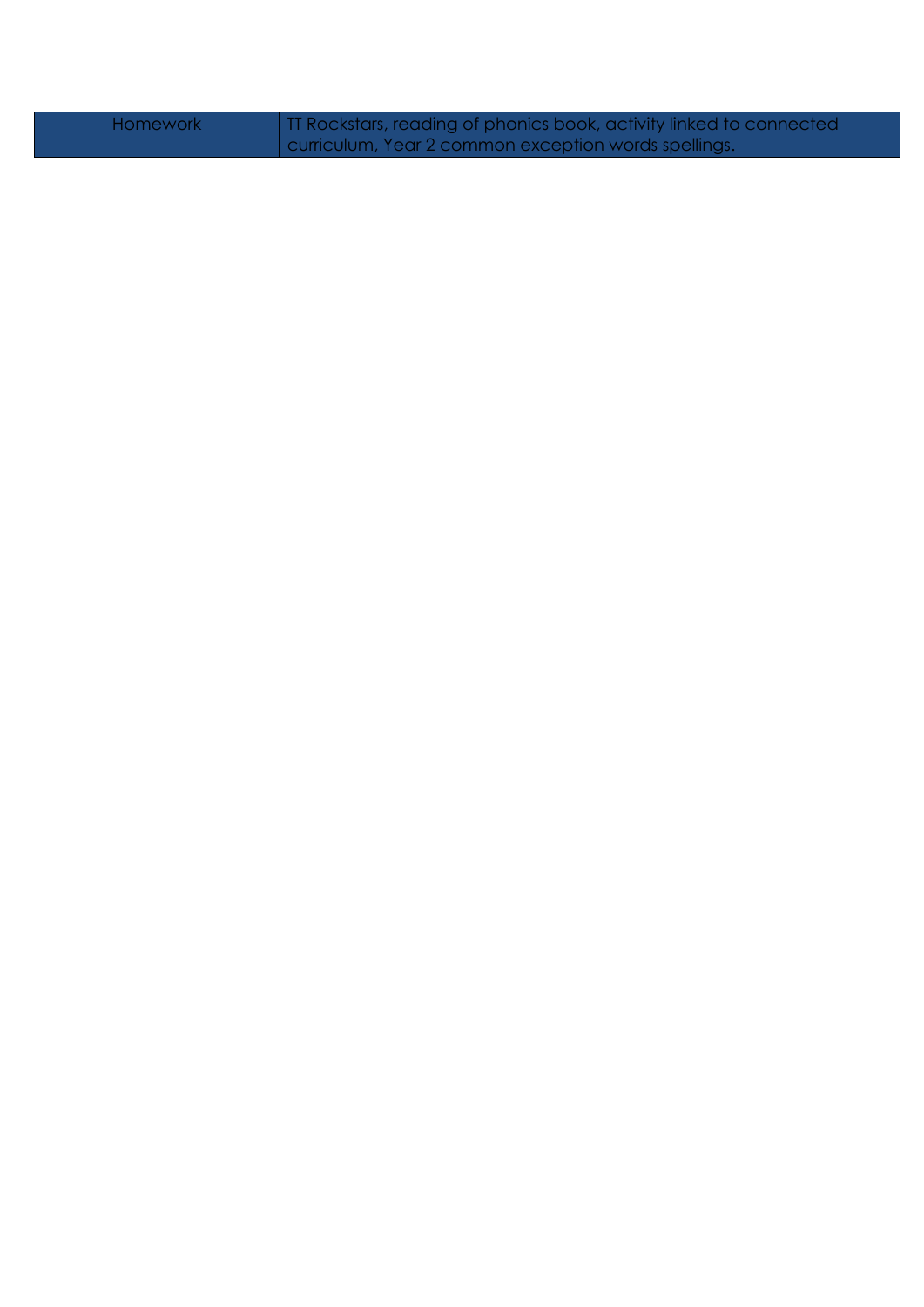| | |
|---|---|
| Homework | TT Rockstars, reading of phonics book, activity linked to connected curriculum, Year 2 common exception words spellings. |